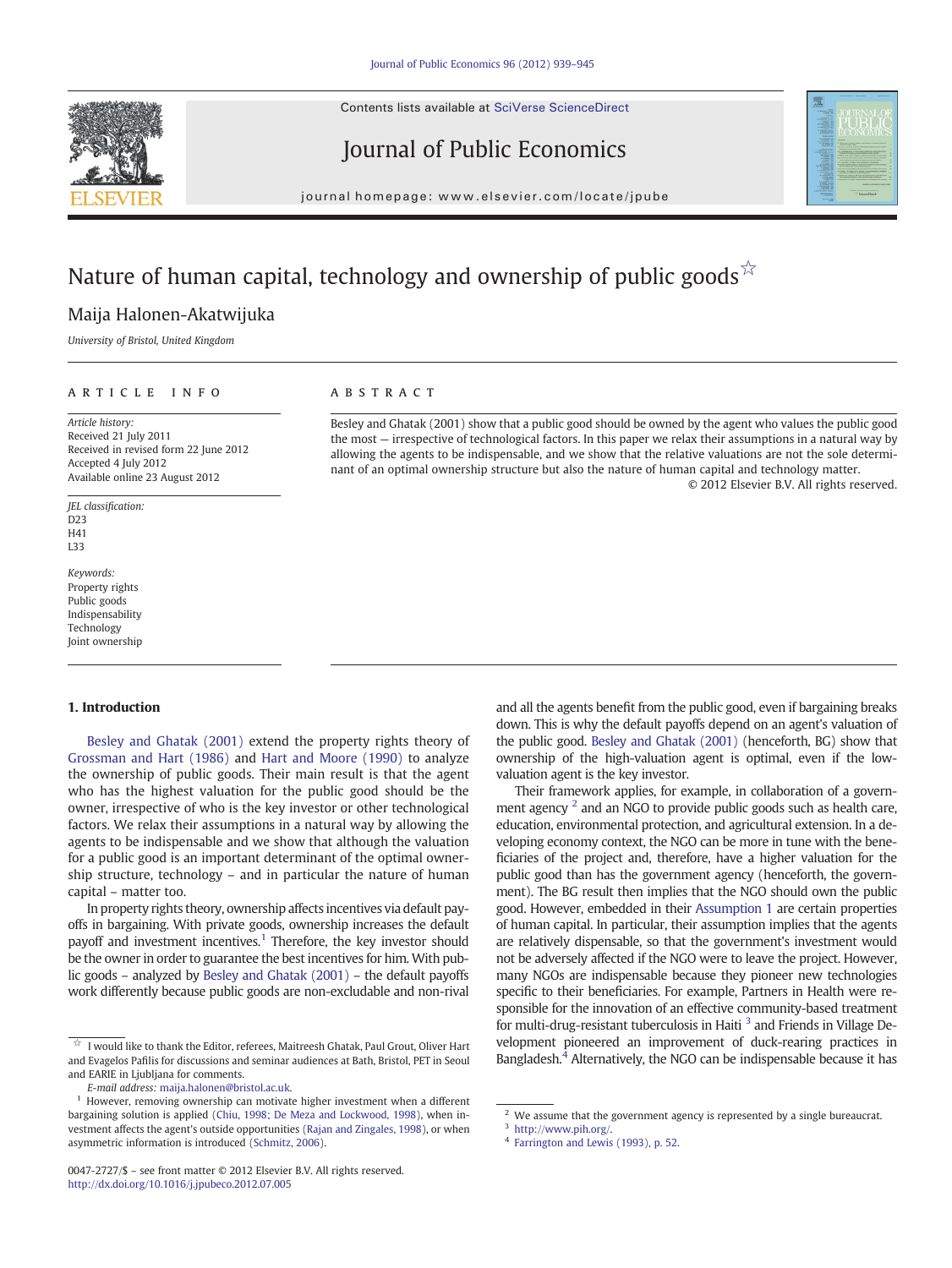# Nature of human capital, technology and ownership of public goods[☆]

Maija Halonen-Akatwijuka

*University of Bristol, United Kingdom*

## ARTICLE INFO

*Article history:*
Received 21 July 2011
Received in revised form 22 June 2012
Accepted 4 July 2012
Available online 23 August 2012

*JEL classification:*
D23
H41
L33

*Keywords:*
Property rights
Public goods
Indispensability
Technology
Joint ownership

## ABSTRACT

Besley and Ghatak (2001) show that a public good should be owned by the agent who values the public good the most — irrespective of technological factors. In this paper we relax their assumptions in a natural way by allowing the agents to be indispensable, and we show that the relative valuations are not the sole determinant of an optimal ownership structure but also the nature of human capital and technology matter.

© 2012 Elsevier B.V. All rights reserved.

## 1. Introduction

Besley and Ghatak (2001) extend the property rights theory of Grossman and Hart (1986) and Hart and Moore (1990) to analyze the ownership of public goods. Their main result is that the agent who has the highest valuation for the public good should be the owner, irrespective of who is the key investor or other technological factors. We relax their assumptions in a natural way by allowing the agents to be indispensable and we show that although the valuation for a public good is an important determinant of the optimal ownership structure, technology – and in particular the nature of human capital – matter too.

In property rights theory, ownership affects incentives via default payoffs in bargaining. With private goods, ownership increases the default payoff and investment incentives.[1] Therefore, the key investor should be the owner in order to guarantee the best incentives for him. With public goods – analyzed by Besley and Ghatak (2001) – the default payoffs work differently because public goods are non-excludable and non-rival and all the agents benefit from the public good, even if bargaining breaks down. This is why the default payoffs depend on an agent's valuation of the public good. Besley and Ghatak (2001) (henceforth, BG) show that ownership of the high-valuation agent is optimal, even if the low-valuation agent is the key investor.

Their framework applies, for example, in collaboration of a government agency[2] and an NGO to provide public goods such as health care, education, environmental protection, and agricultural extension. In a developing economy context, the NGO can be more in tune with the beneficiaries of the project and, therefore, have a higher valuation for the public good than has the government agency (henceforth, the government). The BG result then implies that the NGO should own the public good. However, embedded in their Assumption 1 are certain properties of human capital. In particular, their assumption implies that the agents are relatively dispensable, so that the government's investment would not be adversely affected if the NGO were to leave the project. However, many NGOs are indispensable because they pioneer new technologies specific to their beneficiaries. For example, Partners in Health were responsible for the innovation of an effective community-based treatment for multi-drug-resistant tuberculosis in Haiti[3] and Friends in Village Development pioneered an improvement of duck-rearing practices in Bangladesh.[4] Alternatively, the NGO can be indispensable because it has

---

[☆] I would like to thank the Editor, referees, Maitreesh Ghatak, Paul Grout, Oliver Hart and Evagelos Pafilis for discussions and seminar audiences at Bath, Bristol, PET in Seoul and EARIE in Ljubljana for comments.

*E-mail address:* maija.halonen@bristol.ac.uk.

[1] However, removing ownership can motivate higher investment when a different bargaining solution is applied (Chiu, 1998; De Meza and Lockwood, 1998), when investment affects the agent's outside opportunities (Rajan and Zingales, 1998), or when asymmetric information is introduced (Schmitz, 2006).

[2] We assume that the government agency is represented by a single bureaucrat.

[3] http://www.pih.org/.

[4] Farrington and Lewis (1993), p. 52.

0047-2727/$ – see front matter © 2012 Elsevier B.V. All rights reserved.
http://dx.doi.org/10.1016/j.jpubeco.2012.07.005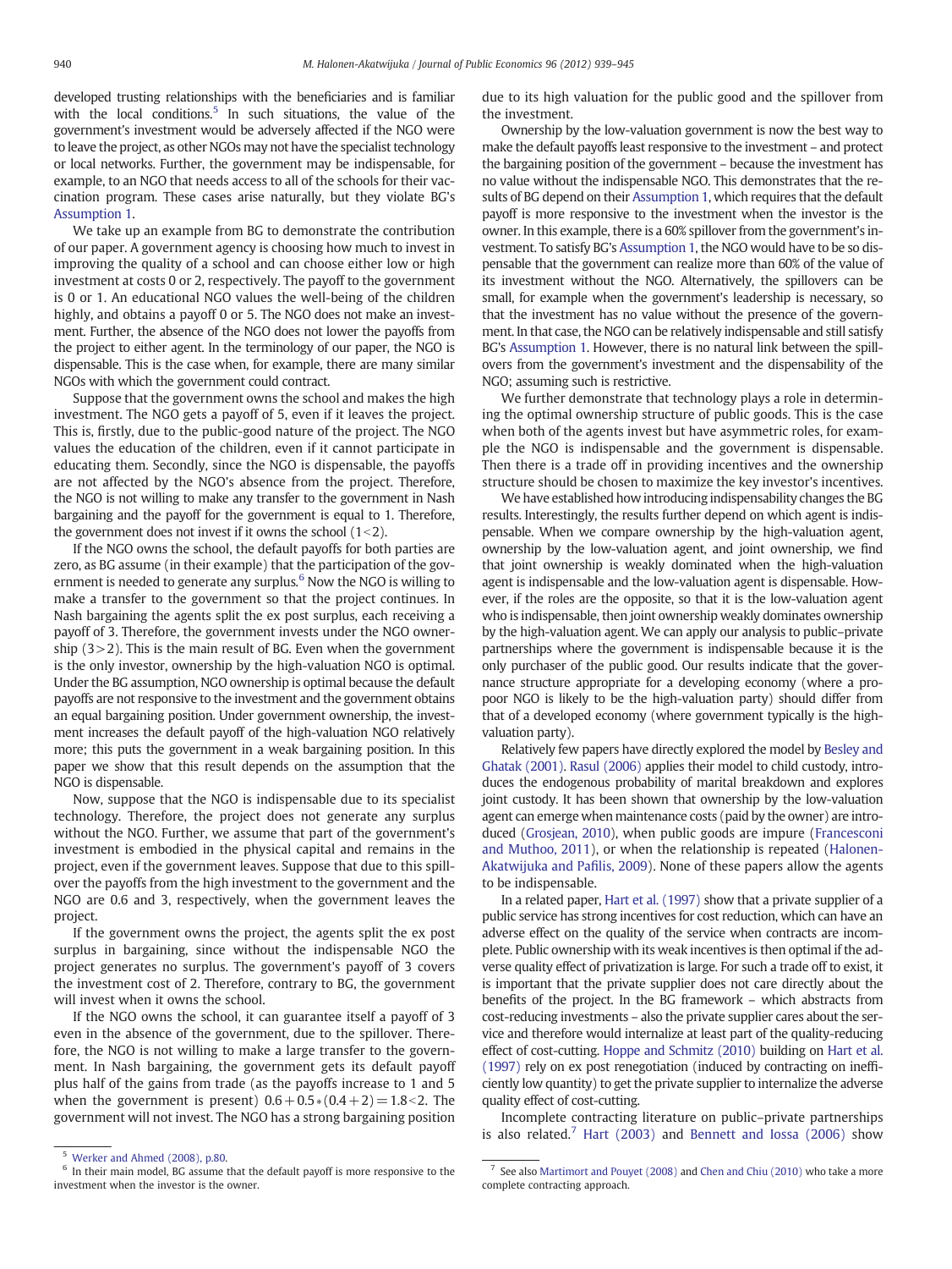developed trusting relationships with the beneficiaries and is familiar with the local conditions.[5] In such situations, the value of the government's investment would be adversely affected if the NGO were to leave the project, as other NGOs may not have the specialist technology or local networks. Further, the government may be indispensable, for example, to an NGO that needs access to all of the schools for their vaccination program. These cases arise naturally, but they violate BG's Assumption 1.

We take up an example from BG to demonstrate the contribution of our paper. A government agency is choosing how much to invest in improving the quality of a school and can choose either low or high investment at costs 0 or 2, respectively. The payoff to the government is 0 or 1. An educational NGO values the well-being of the children highly, and obtains a payoff 0 or 5. The NGO does not make an investment. Further, the absence of the NGO does not lower the payoffs from the project to either agent. In the terminology of our paper, the NGO is dispensable. This is the case when, for example, there are many similar NGOs with which the government could contract.

Suppose that the government owns the school and makes the high investment. The NGO gets a payoff of 5, even if it leaves the project. This is, firstly, due to the public-good nature of the project. The NGO values the education of the children, even if it cannot participate in educating them. Secondly, since the NGO is dispensable, the payoffs are not affected by the NGO's absence from the project. Therefore, the NGO is not willing to make any transfer to the government in Nash bargaining and the payoff for the government is equal to 1. Therefore, the government does not invest if it owns the school ($1<2$).

If the NGO owns the school, the default payoffs for both parties are zero, as BG assume (in their example) that the participation of the government is needed to generate any surplus.[6] Now the NGO is willing to make a transfer to the government so that the project continues. In Nash bargaining the agents split the ex post surplus, each receiving a payoff of 3. Therefore, the government invests under the NGO ownership ($3>2$). This is the main result of BG. Even when the government is the only investor, ownership by the high-valuation NGO is optimal. Under the BG assumption, NGO ownership is optimal because the default payoffs are not responsive to the investment and the government obtains an equal bargaining position. Under government ownership, the investment increases the default payoff of the high-valuation NGO relatively more; this puts the government in a weak bargaining position. In this paper we show that this result depends on the assumption that the NGO is dispensable.

Now, suppose that the NGO is indispensable due to its specialist technology. Therefore, the project does not generate any surplus without the NGO. Further, we assume that part of the government's investment is embodied in the physical capital and remains in the project, even if the government leaves. Suppose that due to this spillover the payoffs from the high investment to the government and the NGO are 0.6 and 3, respectively, when the government leaves the project.

If the government owns the project, the agents split the ex post surplus in bargaining, since without the indispensable NGO the project generates no surplus. The government's payoff of 3 covers the investment cost of 2. Therefore, contrary to BG, the government will invest when it owns the school.

If the NGO owns the school, it can guarantee itself a payoff of 3 even in the absence of the government, due to the spillover. Therefore, the NGO is not willing to make a large transfer to the government. In Nash bargaining, the government gets its default payoff plus half of the gains from trade (as the payoffs increase to 1 and 5 when the government is present) $0.6+0.5*(0.4+2)=1.8<2$. The government will not invest. The NGO has a strong bargaining position due to its high valuation for the public good and the spillover from the investment.

Ownership by the low-valuation government is now the best way to make the default payoffs least responsive to the investment – and protect the bargaining position of the government – because the investment has no value without the indispensable NGO. This demonstrates that the results of BG depend on their Assumption 1, which requires that the default payoff is more responsive to the investment when the investor is the owner. In this example, there is a 60% spillover from the government's investment. To satisfy BG's Assumption 1, the NGO would have to be so dispensable that the government can realize more than 60% of the value of its investment without the NGO. Alternatively, the spillovers can be small, for example when the government's leadership is necessary, so that the investment has no value without the presence of the government. In that case, the NGO can be relatively indispensable and still satisfy BG's Assumption 1. However, there is no natural link between the spillovers from the government's investment and the dispensability of the NGO; assuming such is restrictive.

We further demonstrate that technology plays a role in determining the optimal ownership structure of public goods. This is the case when both of the agents invest but have asymmetric roles, for example the NGO is indispensable and the government is dispensable. Then there is a trade off in providing incentives and the ownership structure should be chosen to maximize the key investor's incentives.

We have established how introducing indispensability changes the BG results. Interestingly, the results further depend on which agent is indispensable. When we compare ownership by the high-valuation agent, ownership by the low-valuation agent, and joint ownership, we find that joint ownership is weakly dominated when the high-valuation agent is indispensable and the low-valuation agent is dispensable. However, if the roles are the opposite, so that it is the low-valuation agent who is indispensable, then joint ownership weakly dominates ownership by the high-valuation agent. We can apply our analysis to public–private partnerships where the government is indispensable because it is the only purchaser of the public good. Our results indicate that the governance structure appropriate for a developing economy (where a pro-poor NGO is likely to be the high-valuation party) should differ from that of a developed economy (where government typically is the high-valuation party).

Relatively few papers have directly explored the model by Besley and Ghatak (2001). Rasul (2006) applies their model to child custody, introduces the endogenous probability of marital breakdown and explores joint custody. It has been shown that ownership by the low-valuation agent can emerge when maintenance costs (paid by the owner) are introduced (Grosjean, 2010), when public goods are impure (Francesconi and Muthoo, 2011), or when the relationship is repeated (Halonen-Akatwijuka and Pafilis, 2009). None of these papers allow the agents to be indispensable.

In a related paper, Hart et al. (1997) show that a private supplier of a public service has strong incentives for cost reduction, which can have an adverse effect on the quality of the service when contracts are incomplete. Public ownership with its weak incentives is then optimal if the adverse quality effect of privatization is large. For such a trade off to exist, it is important that the private supplier does not care directly about the benefits of the project. In the BG framework – which abstracts from cost-reducing investments – also the private supplier cares about the service and therefore would internalize at least part of the quality-reducing effect of cost-cutting. Hoppe and Schmitz (2010) building on Hart et al. (1997) rely on ex post renegotiation (induced by contracting on inefficiently low quantity) to get the private supplier to internalize the adverse quality effect of cost-cutting.

Incomplete contracting literature on public–private partnerships is also related.[7] Hart (2003) and Bennett and Iossa (2006) show

[5] Werker and Ahmed (2008), p.80.

[6] In their main model, BG assume that the default payoff is more responsive to the investment when the investor is the owner.

[7] See also Martimort and Pouyet (2008) and Chen and Chiu (2010) who take a more complete contracting approach.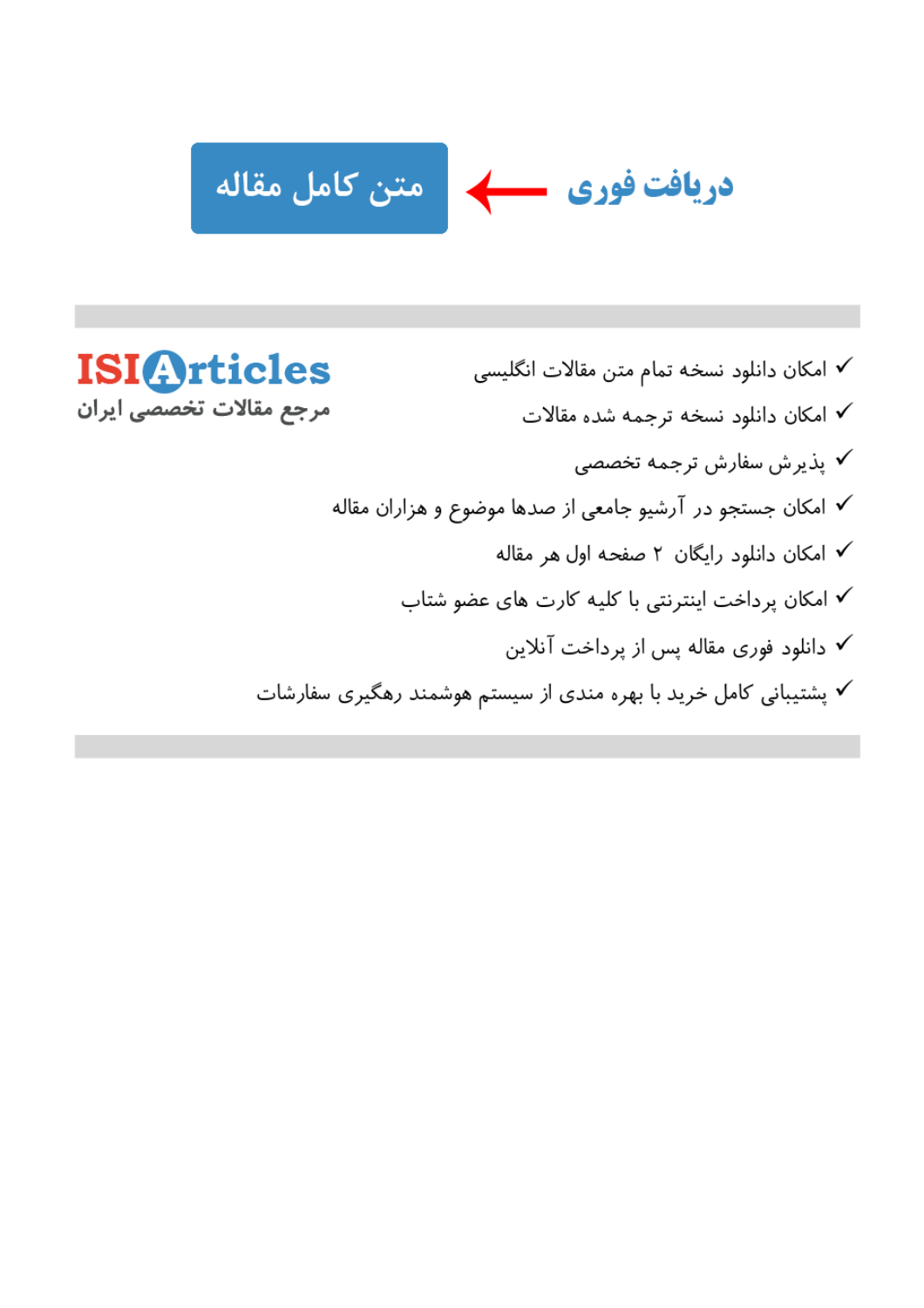دریافت فوری ← **متن کامل مقاله**

**ISIArticles**
مرجع مقالات تخصصی ایران

- ✓ امکان دانلود نسخه تمام متن مقالات انگلیسی
- ✓ امکان دانلود نسخه ترجمه شده مقالات
- ✓ پذیرش سفارش ترجمه تخصصی
- ✓ امکان جستجو در آرشیو جامعی از صدها موضوع و هزاران مقاله
- ✓ امکان دانلود رایگان ۲ صفحه اول هر مقاله
- ✓ امکان پرداخت اینترنتی با کلیه کارت های عضو شتاب
- ✓ دانلود فوری مقاله پس از پرداخت آنلاین
- ✓ پشتیبانی کامل خرید با بهره مندی از سیستم هوشمند رهگیری سفارشات